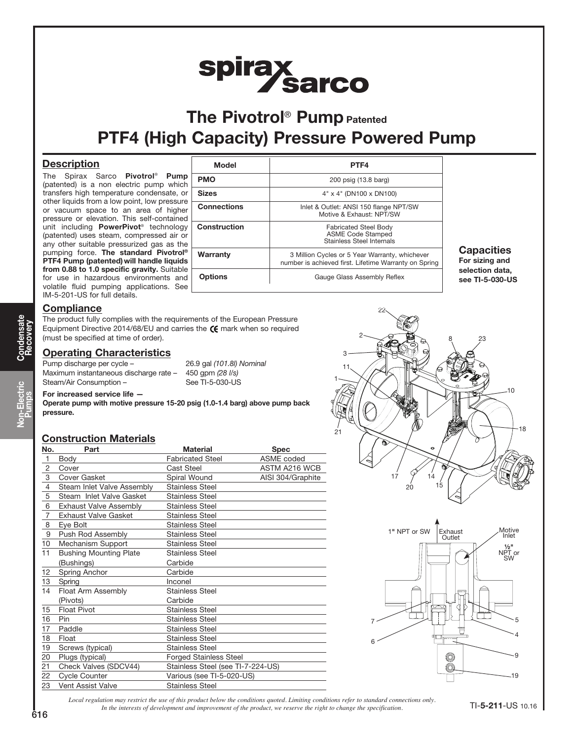# The Pivotrol® Pump Patented

# PTF4 (High Capacity) Pressure Powered Pump

## Description

The Spirax Sarco **Pivotrol® Pump** (patented) is a non electric pump which transfers high temperature condensate, or other liquids from a low point, low pressure or vacuum space to an area of higher pressure or elevation. This self-contained unit including **PowerPivot®** technology (patented) uses steam, compressed air or any other suitable pressurized gas as the pumping force. **The standard Pivotrol® PTF4 Pump (patented) will handle liquids from 0.88 to 1.0 specific gravity.** Suitable for use in hazardous environments and volatile fluid pumping applications. See IM-5-201-US for full details.

| Model | PTF4 |
|---|---|
| PMO | 200 psig (13.8 barg) |
| Sizes | 4" x 4" (DN100 x DN100) |
| Connections | Inlet & Outlet: ANSI 150 flange NPT/SW<br>Motive & Exhaust: NPT/SW |
| Construction | Fabricated Steel Body<br>ASME Code Stamped<br>Stainless Steel Internals |
| Warranty | 3 Million Cycles or 5 Year Warranty, whichever number is achieved first. Lifetime Warranty on Spring |
| Options | Gauge Glass Assembly Reflex |

### Capacities

**For sizing and selection data, see TI-5-030-US**

## Compliance

The product fully complies with the requirements of the European Pressure Equipment Directive 2014/68/EU and carries the CE mark when so required (must be specified at time of order).

## Operating Characteristics

Pump discharge per cycle – 26.9 gal *(101.8l) Nominal*
Maximum instantaneous discharge rate – 450 gpm *(28 l/s)*
Steam/Air Consumption – See TI-5-030-US

**For increased service life —**
**Operate pump with motive pressure 15-20 psig (1.0-1.4 barg) above pump back pressure.**

## Construction Materials

| No. | Part | Material | Spec |
|---|---|---|---|
| 1 | Body | Fabricated Steel | ASME coded |
| 2 | Cover | Cast Steel | ASTM A216 WCB |
| 3 | Cover Gasket | Spiral Wound | AISI 304/Graphite |
| 4 | Steam Inlet Valve Assembly | Stainless Steel | |
| 5 | Steam Inlet Valve Gasket | Stainless Steel | |
| 6 | Exhaust Valve Assembly | Stainless Steel | |
| 7 | Exhaust Valve Gasket | Stainless Steel | |
| 8 | Eye Bolt | Stainless Steel | |
| 9 | Push Rod Assembly | Stainless Steel | |
| 10 | Mechanism Support | Stainless Steel | |
| 11 | Bushing Mounting Plate<br>(Bushings) | Stainless Steel<br>Carbide | |
| 12 | Spring Anchor | Carbide | |
| 13 | Spring | Inconel | |
| 14 | Float Arm Assembly<br>(Pivots) | Stainless Steel<br>Carbide | |
| 15 | Float Pivot | Stainless Steel | |
| 16 | Pin | Stainless Steel | |
| 17 | Paddle | Stainless Steel | |
| 18 | Float | Stainless Steel | |
| 19 | Screws (typical) | Stainless Steel | |
| 20 | Plugs (typical) | Forged Stainless Steel | |
| 21 | Check Valves (SDCV44) | Stainless Steel (see TI-7-224-US) | |
| 22 | Cycle Counter | Various (see TI-5-020-US) | |
| 23 | Vent Assist Valve | Stainless Steel | |

1" NPT or SW — Exhaust Outlet
Motive Inlet — ½" NPT or SW

*Local regulation may restrict the use of this product below the conditions quoted. Limiting conditions refer to standard connections only. In the interests of development and improvement of the product, we reserve the right to change the specification.*

TI-5-211-US 10.16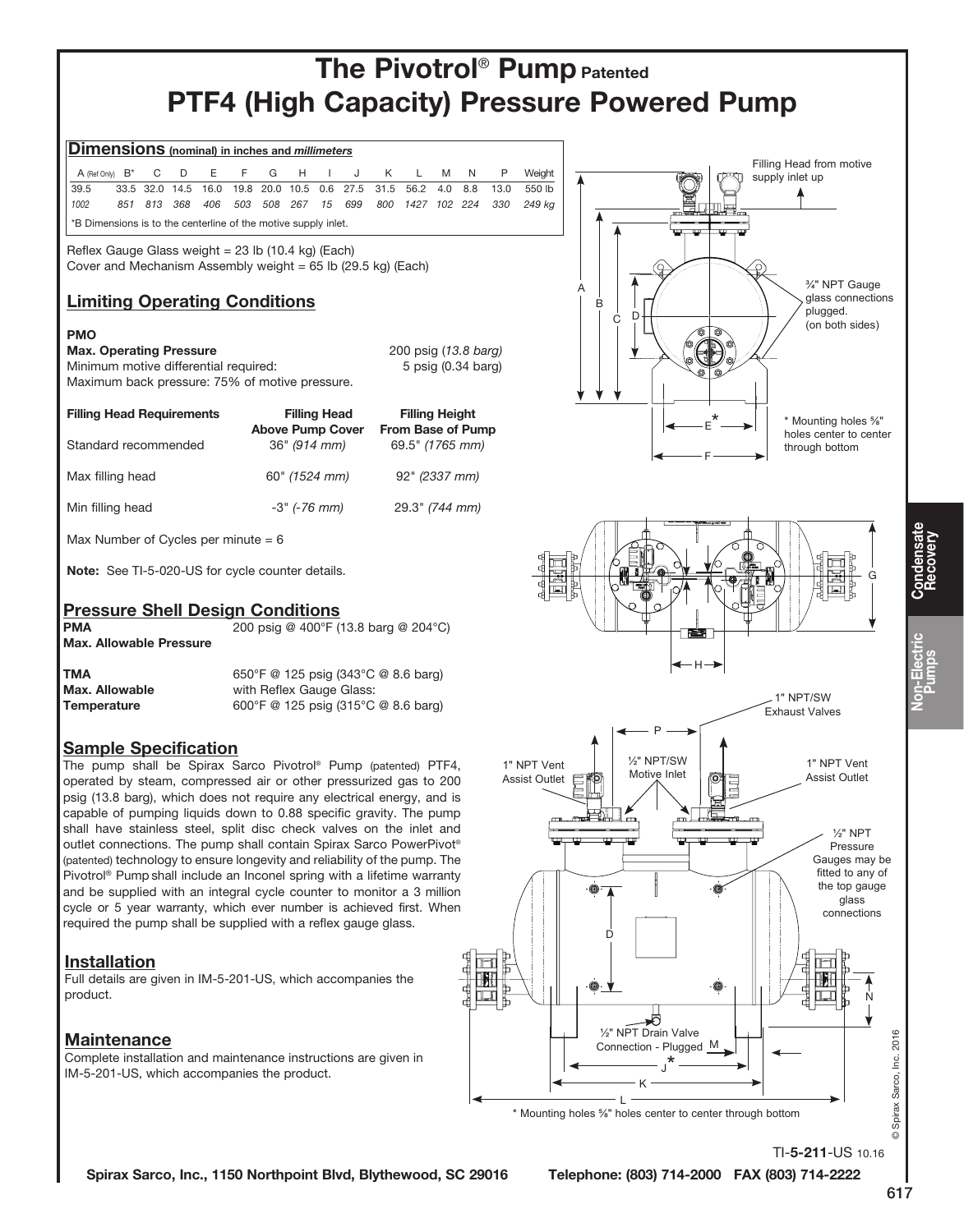# The Pivotrol® Pump Patented
# PTF4 (High Capacity) Pressure Powered Pump

## Dimensions (nominal) in inches and *millimeters*

| A (Ref Only) | B* | C | D | E | F | G | H | I | J | K | L | M | N | P | Weight |
|---|---|---|---|---|---|---|---|---|---|---|---|---|---|---|---|
| 39.5 | 33.5 | 32.0 | 14.5 | 16.0 | 19.8 | 20.0 | 10.5 | 0.6 | 27.5 | 31.5 | 56.2 | 4.0 | 8.8 | 13.0 | 550 lb |
| *1002* | *851* | *813* | *368* | *406* | *503* | *508* | *267* | *15* | *699* | *800* | *1427* | *102* | *224* | *330* | *249 kg* |

*B Dimensions is to the centerline of the motive supply inlet.

Reflex Gauge Glass weight = 23 lb (10.4 kg) (Each)
Cover and Mechanism Assembly weight = 65 lb (29.5 kg) (Each)

## Limiting Operating Conditions

**PMO**
**Max. Operating Pressure** 200 psig (*13.8 barg*)
Minimum motive differential required: 5 psig (0.34 barg)
Maximum back pressure: 75% of motive pressure.

| Filling Head Requirements | Filling Head Above Pump Cover | Filling Height From Base of Pump |
|---|---|---|
| Standard recommended | 36" *(914 mm)* | 69.5" *(1765 mm)* |
| Max filling head | 60" *(1524 mm)* | 92" *(2337 mm)* |
| Min filling head | -3" *(-76 mm)* | 29.3" *(744 mm)* |

Max Number of Cycles per minute = 6

**Note:** See TI-5-020-US for cycle counter details.

## Pressure Shell Design Conditions

**PMA Max. Allowable Pressure** 200 psig @ 400°F (13.8 barg @ 204°C)

**TMA Max. Allowable Temperature** 650°F @ 125 psig (343°C @ 8.6 barg)
with Reflex Gauge Glass:
600°F @ 125 psig (315°C @ 8.6 barg)

## Sample Specification

The pump shall be Spirax Sarco Pivotrol® Pump (patented) PTF4, operated by steam, compressed air or other pressurized gas to 200 psig (13.8 barg), which does not require any electrical energy, and is capable of pumping liquids down to 0.88 specific gravity. The pump shall have stainless steel, split disc check valves on the inlet and outlet connections. The pump shall contain Spirax Sarco PowerPivot® (patented) technology to ensure longevity and reliability of the pump. The Pivotrol® Pump shall include an Inconel spring with a lifetime warranty and be supplied with an integral cycle counter to monitor a 3 million cycle or 5 year warranty, which ever number is achieved first. When required the pump shall be supplied with a reflex gauge glass.

## Installation

Full details are given in IM-5-201-US, which accompanies the product.

## Maintenance

Complete installation and maintenance instructions are given in IM-5-201-US, which accompanies the product.

Filling Head from motive supply inlet up

A
B
C
D

¾" NPT Gauge glass connections plugged. (on both sides)

E*
F

* Mounting holes ⅝" holes center to center through bottom

G
H

P

1" NPT/SW Exhaust Valves

1" NPT Vent Assist Outlet

½" NPT/SW Motive Inlet

1" NPT Vent Assist Outlet

½" NPT Pressure Gauges may be fitted to any of the top gauge glass connections

D
N

½" NPT Drain Valve Connection - Plugged

M
J*
K
L

* Mounting holes ⅝" holes center to center through bottom

Condensate Recovery

Non-Electric Pumps

© Spirax Sarco, Inc. 2016

TI-5-211-US 10.16

Spirax Sarco, Inc., 1150 Northpoint Blvd, Blythewood, SC 29016 Telephone: (803) 714-2000 FAX (803) 714-2222